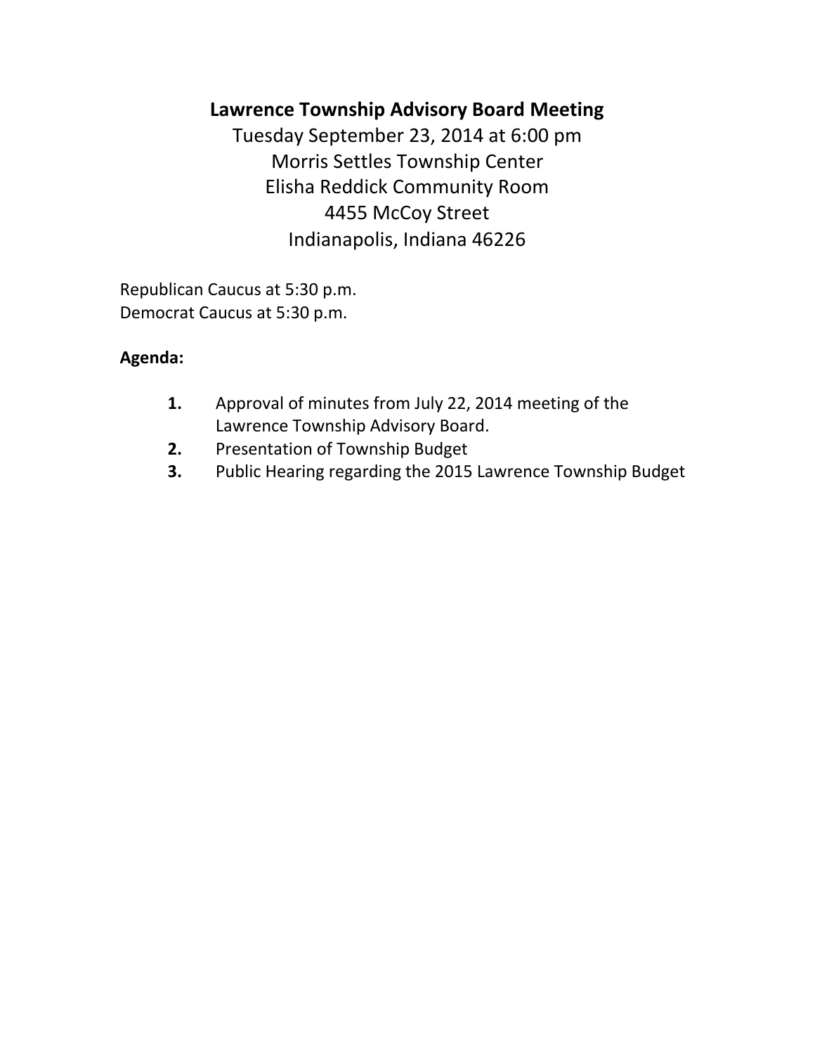# Lawrence Township Advisory Board Meeting

Tuesday September 23, 2014 at 6:00 pm
Morris Settles Township Center
Elisha Reddick Community Room
4455 McCoy Street
Indianapolis, Indiana 46226

Republican Caucus at 5:30 p.m.
Democrat Caucus at 5:30 p.m.

**Agenda:**

1. Approval of minutes from July 22, 2014 meeting of the Lawrence Township Advisory Board.
2. Presentation of Township Budget
3. Public Hearing regarding the 2015 Lawrence Township Budget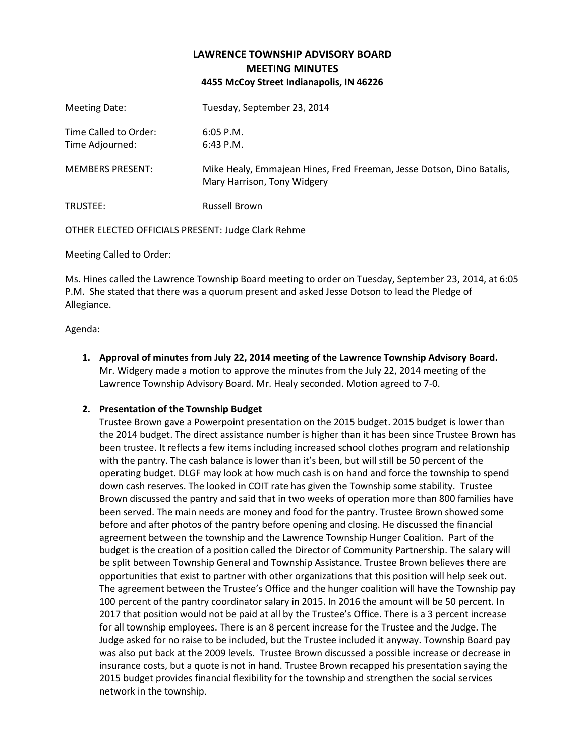# LAWRENCE TOWNSHIP ADVISORY BOARD
## MEETING MINUTES
### 4455 McCoy Street Indianapolis, IN 46226

| | |
|---|---|
| Meeting Date: | Tuesday, September 23, 2014 |
| Time Called to Order: | 6:05 P.M. |
| Time Adjourned: | 6:43 P.M. |
| MEMBERS PRESENT: | Mike Healy, Emmajean Hines, Fred Freeman, Jesse Dotson, Dino Batalis, Mary Harrison, Tony Widgery |
| TRUSTEE: | Russell Brown |

OTHER ELECTED OFFICIALS PRESENT: Judge Clark Rehme

Meeting Called to Order:

Ms. Hines called the Lawrence Township Board meeting to order on Tuesday, September 23, 2014, at 6:05 P.M. She stated that there was a quorum present and asked Jesse Dotson to lead the Pledge of Allegiance.

Agenda:

1. **Approval of minutes from July 22, 2014 meeting of the Lawrence Township Advisory Board.** Mr. Widgery made a motion to approve the minutes from the July 22, 2014 meeting of the Lawrence Township Advisory Board. Mr. Healy seconded. Motion agreed to 7-0.

2. **Presentation of the Township Budget** Trustee Brown gave a Powerpoint presentation on the 2015 budget. 2015 budget is lower than the 2014 budget. The direct assistance number is higher than it has been since Trustee Brown has been trustee. It reflects a few items including increased school clothes program and relationship with the pantry. The cash balance is lower than it's been, but will still be 50 percent of the operating budget. DLGF may look at how much cash is on hand and force the township to spend down cash reserves. The looked in COIT rate has given the Township some stability. Trustee Brown discussed the pantry and said that in two weeks of operation more than 800 families have been served. The main needs are money and food for the pantry. Trustee Brown showed some before and after photos of the pantry before opening and closing. He discussed the financial agreement between the township and the Lawrence Township Hunger Coalition. Part of the budget is the creation of a position called the Director of Community Partnership. The salary will be split between Township General and Township Assistance. Trustee Brown believes there are opportunities that exist to partner with other organizations that this position will help seek out. The agreement between the Trustee's Office and the hunger coalition will have the Township pay 100 percent of the pantry coordinator salary in 2015. In 2016 the amount will be 50 percent. In 2017 that position would not be paid at all by the Trustee's Office. There is a 3 percent increase for all township employees. There is an 8 percent increase for the Trustee and the Judge. The Judge asked for no raise to be included, but the Trustee included it anyway. Township Board pay was also put back at the 2009 levels. Trustee Brown discussed a possible increase or decrease in insurance costs, but a quote is not in hand. Trustee Brown recapped his presentation saying the 2015 budget provides financial flexibility for the township and strengthen the social services network in the township.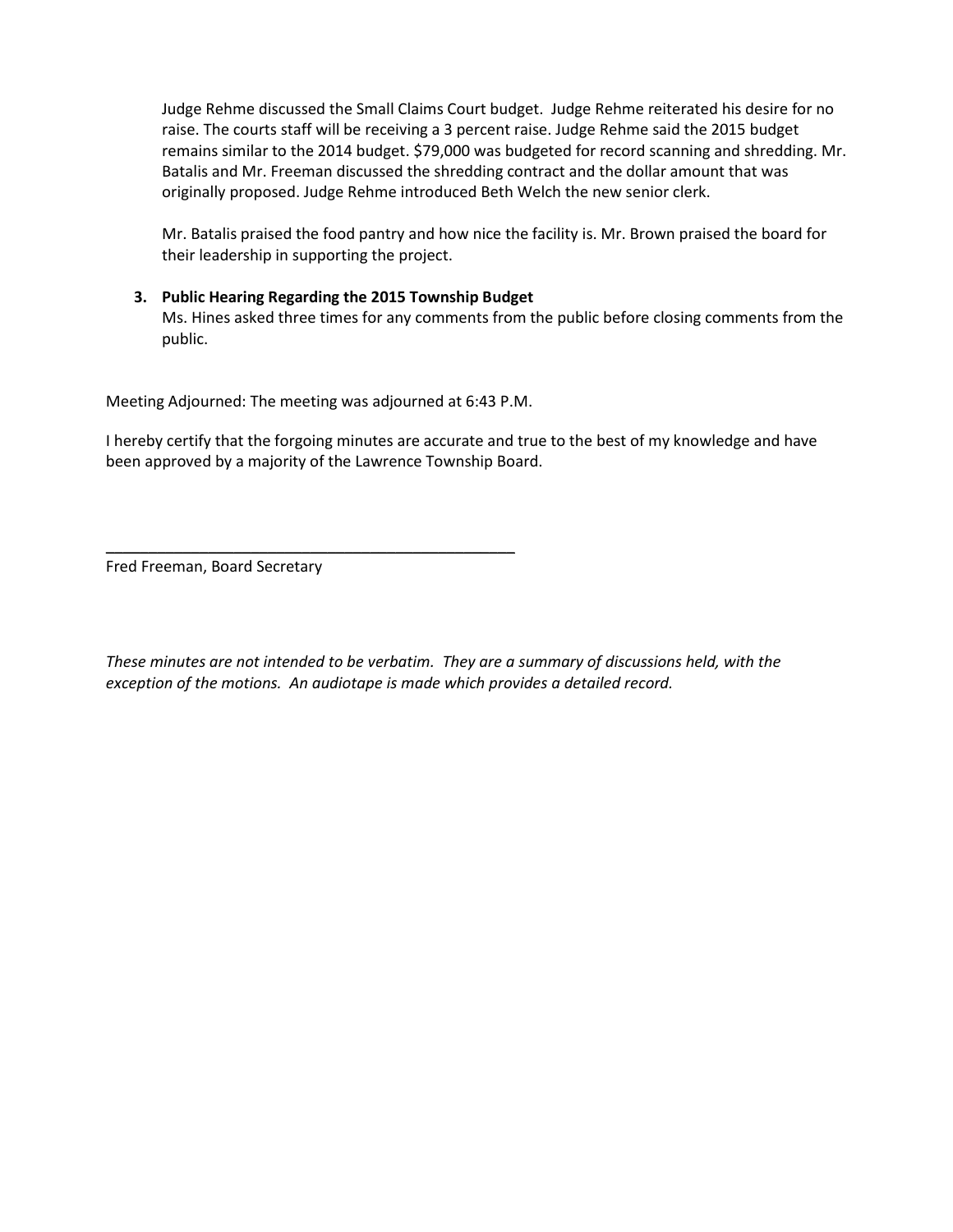Judge Rehme discussed the Small Claims Court budget. Judge Rehme reiterated his desire for no raise. The courts staff will be receiving a 3 percent raise. Judge Rehme said the 2015 budget remains similar to the 2014 budget. $79,000 was budgeted for record scanning and shredding. Mr. Batalis and Mr. Freeman discussed the shredding contract and the dollar amount that was originally proposed. Judge Rehme introduced Beth Welch the new senior clerk.

Mr. Batalis praised the food pantry and how nice the facility is. Mr. Brown praised the board for their leadership in supporting the project.

3. **Public Hearing Regarding the 2015 Township Budget**
   Ms. Hines asked three times for any comments from the public before closing comments from the public.

Meeting Adjourned: The meeting was adjourned at 6:43 P.M.

I hereby certify that the forgoing minutes are accurate and true to the best of my knowledge and have been approved by a majority of the Lawrence Township Board.

_________________________________________________

Fred Freeman, Board Secretary

*These minutes are not intended to be verbatim. They are a summary of discussions held, with the exception of the motions. An audiotape is made which provides a detailed record.*